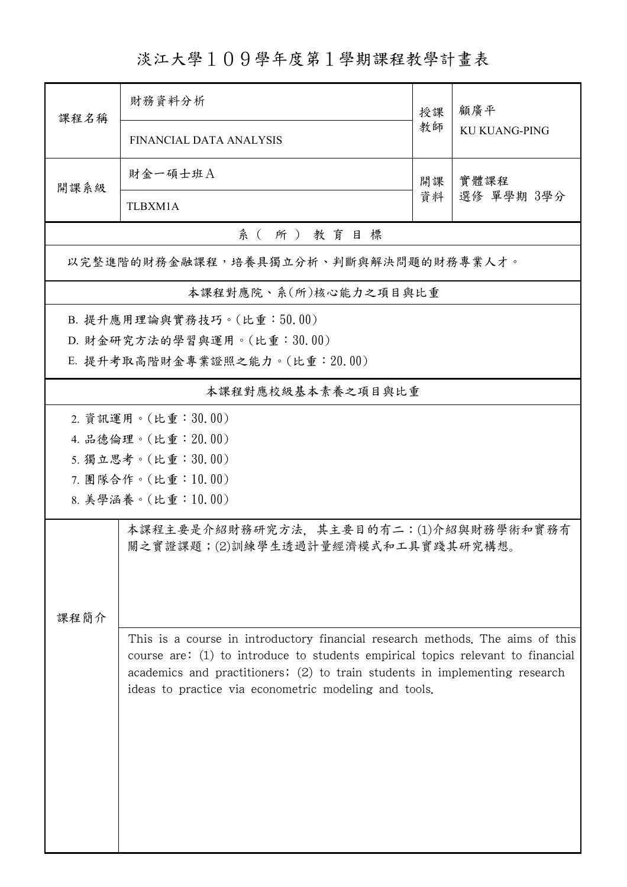# 淡江大學１０９學年度第１學期課程教學計畫表

| 課程名稱 | 財務資料分析<br>FINANCIAL DATA ANALYSIS | 授課教師 | 顧廣平<br>KU KUANG-PING |
|---|---|---|---|
| 開課系級 | 財金一碩士班Ａ<br>TLBXM1A | 開課資料 | 實體課程<br>選修 單學期 3學分 |

## 系（所）教育目標

以完整進階的財務金融課程，培養具獨立分析、判斷與解決問題的財務專業人才。

## 本課程對應院、系(所)核心能力之項目與比重

B. 提升應用理論與實務技巧。(比重：50.00)

D. 財金研究方法的學習與運用。(比重：30.00)

E. 提升考取高階財金專業證照之能力。(比重：20.00)

## 本課程對應校級基本素養之項目與比重

2. 資訊運用。(比重：30.00)
4. 品德倫理。(比重：20.00)
5. 獨立思考。(比重：30.00)
7. 團隊合作。(比重：10.00)
8. 美學涵養。(比重：10.00)

## 課程簡介

本課程主要是介紹財務研究方法，其主要目的有二：(1)介紹與財務學術和實務有關之實證課題；(2)訓練學生透過計量經濟模式和工具實踐其研究構想。

This is a course in introductory financial research methods. The aims of this course are: (1) to introduce to students empirical topics relevant to financial academics and practitioners; (2) to train students in implementing research ideas to practice via econometric modeling and tools.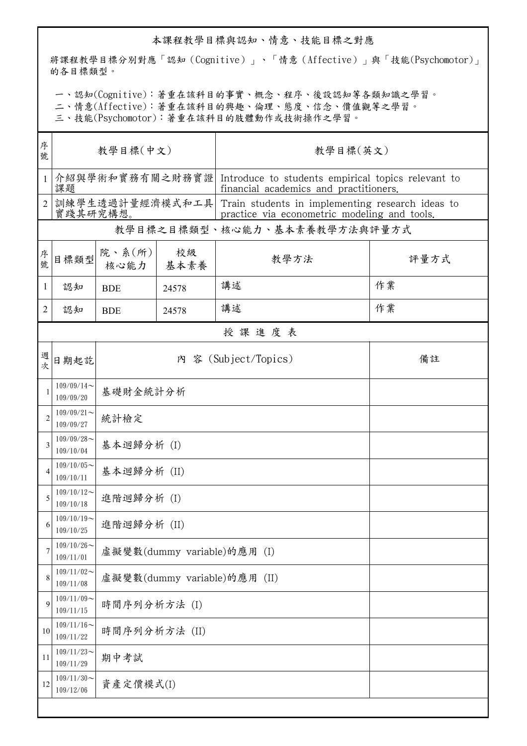## 本課程教學目標與認知、情意、技能目標之對應

將課程教學目標分別對應「認知（Cognitive）」、「情意（Affective）」與「技能(Psychomotor)」的各目標類型。

一、認知(Cognitive)：著重在該科目的事實、概念、程序、後設認知等各類知識之學習。
二、情意(Affective)：著重在該科目的興趣、倫理、態度、信念、價值觀等之學習。
三、技能(Psychomotor)：著重在該科目的肢體動作或技術操作之學習。

| 序號 | 教學目標(中文) | 教學目標(英文) |
|---|---|---|
| 1 | 介紹與學術和實務有關之財務實證課題 | Introduce to students empirical topics relevant to financial academics and practitioners. |
| 2 | 訓練學生透過計量經濟模式和工具實踐其研究構想。 | Train students in implementing research ideas to practice via econometric modeling and tools. |

### 教學目標之目標類型、核心能力、基本素養教學方法與評量方式

| 序號 | 目標類型 | 院、系(所)核心能力 | 校級基本素養 | 教學方法 | 評量方式 |
|---|---|---|---|---|---|
| 1 | 認知 | BDE | 24578 | 講述 | 作業 |
| 2 | 認知 | BDE | 24578 | 講述 | 作業 |

### 授 課 進 度 表

| 週次 | 日期起訖 | 內 容 (Subject/Topics) | 備註 |
|---|---|---|---|
| 1 | 109/09/14～109/09/20 | 基礎財金統計分析 | |
| 2 | 109/09/21～109/09/27 | 統計檢定 | |
| 3 | 109/09/28～109/10/04 | 基本迴歸分析 (I) | |
| 4 | 109/10/05～109/10/11 | 基本迴歸分析 (II) | |
| 5 | 109/10/12～109/10/18 | 進階迴歸分析 (I) | |
| 6 | 109/10/19～109/10/25 | 進階迴歸分析 (II) | |
| 7 | 109/10/26～109/11/01 | 虛擬變數(dummy variable)的應用 (I) | |
| 8 | 109/11/02～109/11/08 | 虛擬變數(dummy variable)的應用 (II) | |
| 9 | 109/11/09～109/11/15 | 時間序列分析方法 (I) | |
| 10 | 109/11/16～109/11/22 | 時間序列分析方法 (II) | |
| 11 | 109/11/23～109/11/29 | 期中考試 | |
| 12 | 109/11/30～109/12/06 | 資產定價模式(I) | |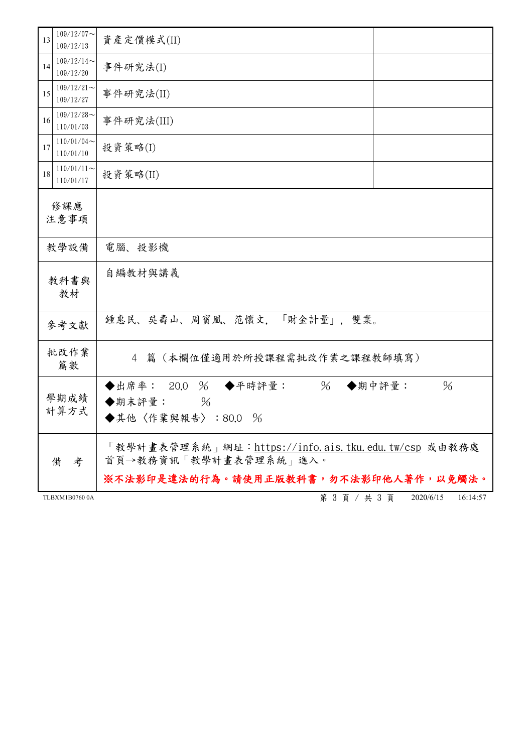| | | | |
|---|---|---|---|
| 13 | 109/12/07～109/12/13 | 資產定價模式(II) | |
| 14 | 109/12/14～109/12/20 | 事件研究法(I) | |
| 15 | 109/12/21～109/12/27 | 事件研究法(II) | |
| 16 | 109/12/28～110/01/03 | 事件研究法(III) | |
| 17 | 110/01/04～110/01/10 | 投資策略(I) | |
| 18 | 110/01/11～110/01/17 | 投資策略(II) | |

| | |
|---|---|
| 修課應注意事項 | |
| 教學設備 | 電腦、投影機 |
| 教科書與教材 | 自編教材與講義 |
| 參考文獻 | 鍾惠民、吳壽山、周賓凰、范懷文, 「財金計量」, 雙葉。 |
| 批改作業篇數 | 4 篇（本欄位僅適用於所授課程需批改作業之課程教師填寫） |
| 學期成績計算方式 | ◆出席率： 20.0 ％ ◆平時評量： ％ ◆期中評量： ％<br>◆期末評量： ％<br>◆其他〈作業與報告〉：80.0 ％ |
| 備　考 | 「教學計畫表管理系統」網址：https://info.ais.tku.edu.tw/csp 或由教務處首頁→教務資訊「教學計畫表管理系統」進入。<br>**※不法影印是違法的行為。請使用正版教科書，勿不法影印他人著作，以免觸法。** |

TLBXM1B0760 0A　2020/6/15　16:14:57